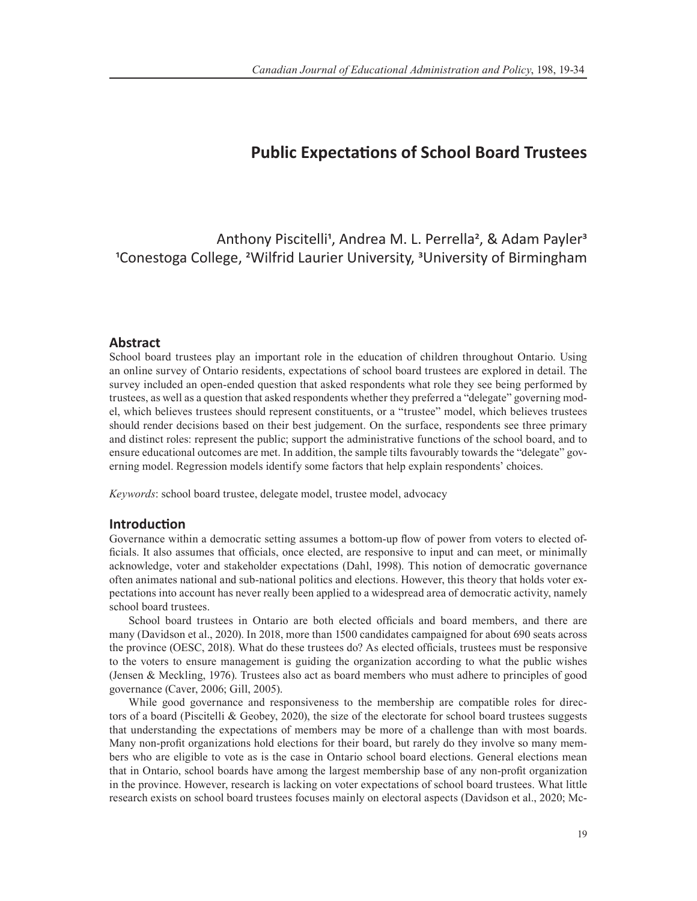# Public Expectations of School Board Trustees

Anthony Piscitelli[1], Andrea M. L. Perrella[2], & Adam Payler[3]
[1]Conestoga College, [2]Wilfrid Laurier University, [3]University of Birmingham

## Abstract

School board trustees play an important role in the education of children throughout Ontario. Using an online survey of Ontario residents, expectations of school board trustees are explored in detail. The survey included an open-ended question that asked respondents what role they see being performed by trustees, as well as a question that asked respondents whether they preferred a "delegate" governing model, which believes trustees should represent constituents, or a "trustee" model, which believes trustees should render decisions based on their best judgement. On the surface, respondents see three primary and distinct roles: represent the public; support the administrative functions of the school board, and to ensure educational outcomes are met. In addition, the sample tilts favourably towards the "delegate" governing model. Regression models identify some factors that help explain respondents' choices.

*Keywords*: school board trustee, delegate model, trustee model, advocacy

## Introduction

Governance within a democratic setting assumes a bottom-up flow of power from voters to elected officials. It also assumes that officials, once elected, are responsive to input and can meet, or minimally acknowledge, voter and stakeholder expectations (Dahl, 1998). This notion of democratic governance often animates national and sub-national politics and elections. However, this theory that holds voter expectations into account has never really been applied to a widespread area of democratic activity, namely school board trustees.

School board trustees in Ontario are both elected officials and board members, and there are many (Davidson et al., 2020). In 2018, more than 1500 candidates campaigned for about 690 seats across the province (OESC, 2018). What do these trustees do? As elected officials, trustees must be responsive to the voters to ensure management is guiding the organization according to what the public wishes (Jensen & Meckling, 1976). Trustees also act as board members who must adhere to principles of good governance (Caver, 2006; Gill, 2005).

While good governance and responsiveness to the membership are compatible roles for directors of a board (Piscitelli & Geobey, 2020), the size of the electorate for school board trustees suggests that understanding the expectations of members may be more of a challenge than with most boards. Many non-profit organizations hold elections for their board, but rarely do they involve so many members who are eligible to vote as is the case in Ontario school board elections. General elections mean that in Ontario, school boards have among the largest membership base of any non-profit organization in the province. However, research is lacking on voter expectations of school board trustees. What little research exists on school board trustees focuses mainly on electoral aspects (Davidson et al., 2020; Mc-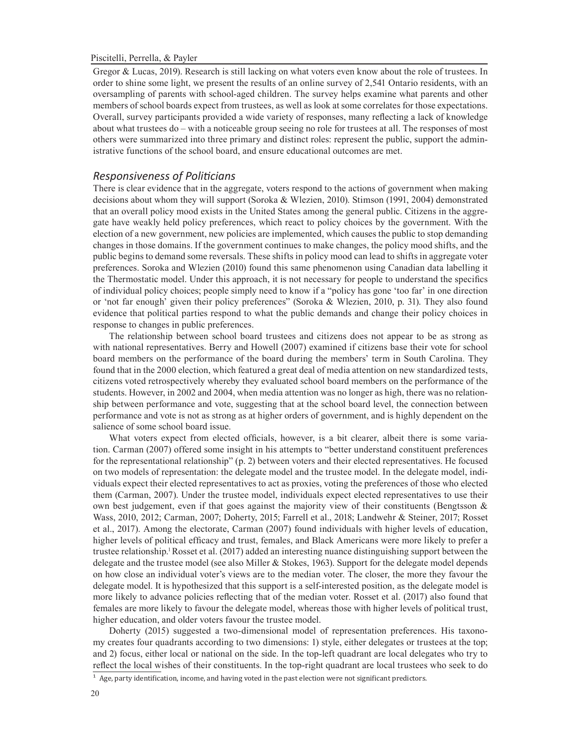Gregor & Lucas, 2019). Research is still lacking on what voters even know about the role of trustees. In order to shine some light, we present the results of an online survey of 2,541 Ontario residents, with an oversampling of parents with school-aged children. The survey helps examine what parents and other members of school boards expect from trustees, as well as look at some correlates for those expectations. Overall, survey participants provided a wide variety of responses, many reflecting a lack of knowledge about what trustees do – with a noticeable group seeing no role for trustees at all. The responses of most others were summarized into three primary and distinct roles: represent the public, support the administrative functions of the school board, and ensure educational outcomes are met.

## *Responsiveness of Politicians*

There is clear evidence that in the aggregate, voters respond to the actions of government when making decisions about whom they will support (Soroka & Wlezien, 2010). Stimson (1991, 2004) demonstrated that an overall policy mood exists in the United States among the general public. Citizens in the aggregate have weakly held policy preferences, which react to policy choices by the government. With the election of a new government, new policies are implemented, which causes the public to stop demanding changes in those domains. If the government continues to make changes, the policy mood shifts, and the public begins to demand some reversals. These shifts in policy mood can lead to shifts in aggregate voter preferences. Soroka and Wlezien (2010) found this same phenomenon using Canadian data labelling it the Thermostatic model. Under this approach, it is not necessary for people to understand the specifics of individual policy choices; people simply need to know if a "policy has gone 'too far' in one direction or 'not far enough' given their policy preferences" (Soroka & Wlezien, 2010, p. 31). They also found evidence that political parties respond to what the public demands and change their policy choices in response to changes in public preferences.

The relationship between school board trustees and citizens does not appear to be as strong as with national representatives. Berry and Howell (2007) examined if citizens base their vote for school board members on the performance of the board during the members' term in South Carolina. They found that in the 2000 election, which featured a great deal of media attention on new standardized tests, citizens voted retrospectively whereby they evaluated school board members on the performance of the students. However, in 2002 and 2004, when media attention was no longer as high, there was no relationship between performance and vote, suggesting that at the school board level, the connection between performance and vote is not as strong as at higher orders of government, and is highly dependent on the salience of some school board issue.

What voters expect from elected officials, however, is a bit clearer, albeit there is some variation. Carman (2007) offered some insight in his attempts to "better understand constituent preferences for the representational relationship" (p. 2) between voters and their elected representatives. He focused on two models of representation: the delegate model and the trustee model. In the delegate model, individuals expect their elected representatives to act as proxies, voting the preferences of those who elected them (Carman, 2007). Under the trustee model, individuals expect elected representatives to use their own best judgement, even if that goes against the majority view of their constituents (Bengtsson & Wass, 2010, 2012; Carman, 2007; Doherty, 2015; Farrell et al., 2018; Landwehr & Steiner, 2017; Rosset et al., 2017). Among the electorate, Carman (2007) found individuals with higher levels of education, higher levels of political efficacy and trust, females, and Black Americans were more likely to prefer a trustee relationship.[1] Rosset et al. (2017) added an interesting nuance distinguishing support between the delegate and the trustee model (see also Miller & Stokes, 1963). Support for the delegate model depends on how close an individual voter's views are to the median voter. The closer, the more they favour the delegate model. It is hypothesized that this support is a self-interested position, as the delegate model is more likely to advance policies reflecting that of the median voter. Rosset et al. (2017) also found that females are more likely to favour the delegate model, whereas those with higher levels of political trust, higher education, and older voters favour the trustee model.

Doherty (2015) suggested a two-dimensional model of representation preferences. His taxonomy creates four quadrants according to two dimensions: 1) style, either delegates or trustees at the top; and 2) focus, either local or national on the side. In the top-left quadrant are local delegates who try to reflect the local wishes of their constituents. In the top-right quadrant are local trustees who seek to do

[1] Age, party identification, income, and having voted in the past election were not significant predictors.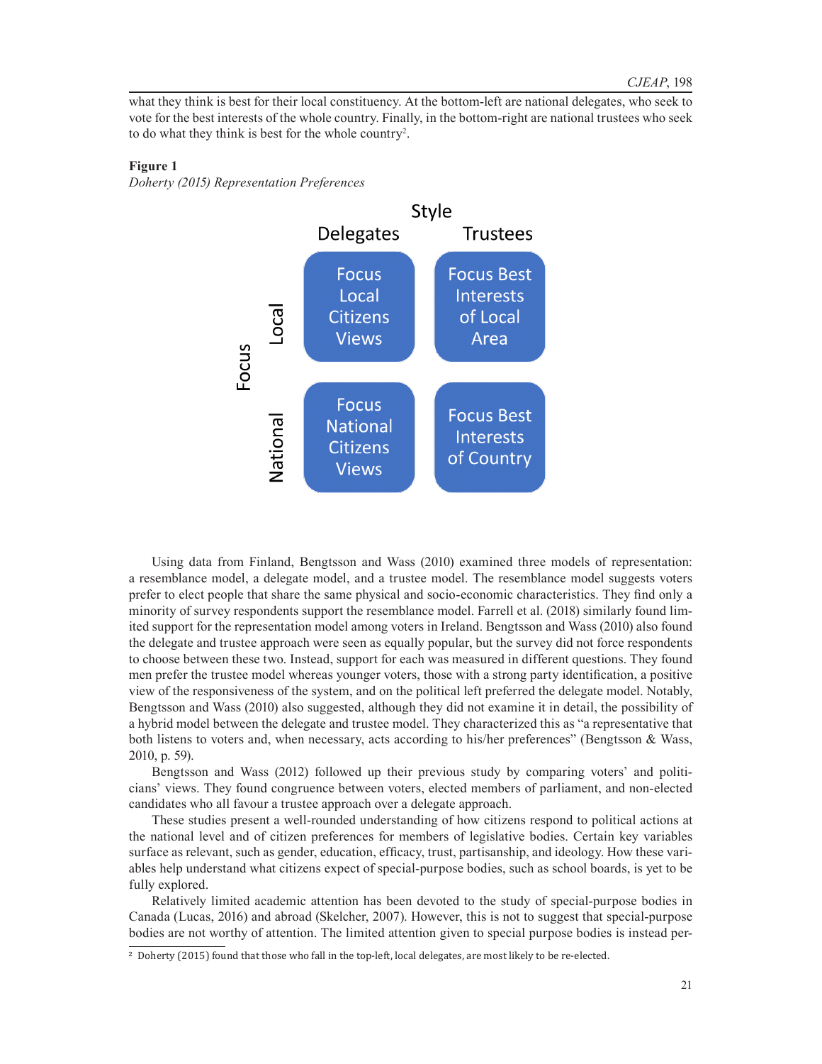what they think is best for their local constituency. At the bottom-left are national delegates, who seek to vote for the best interests of the whole country. Finally, in the bottom-right are national trustees who seek to do what they think is best for the whole country[2].

**Figure 1**

*Doherty (2015) Representation Preferences*

| | | Style | |
|---|---|---|---|
| | | Delegates | Trustees |
| Focus | Local | Focus Local Citizens Views | Focus Best Interests of Local Area |
| | National | Focus National Citizens Views | Focus Best Interests of Country |

Using data from Finland, Bengtsson and Wass (2010) examined three models of representation: a resemblance model, a delegate model, and a trustee model. The resemblance model suggests voters prefer to elect people that share the same physical and socio-economic characteristics. They find only a minority of survey respondents support the resemblance model. Farrell et al. (2018) similarly found limited support for the representation model among voters in Ireland. Bengtsson and Wass (2010) also found the delegate and trustee approach were seen as equally popular, but the survey did not force respondents to choose between these two. Instead, support for each was measured in different questions. They found men prefer the trustee model whereas younger voters, those with a strong party identification, a positive view of the responsiveness of the system, and on the political left preferred the delegate model. Notably, Bengtsson and Wass (2010) also suggested, although they did not examine it in detail, the possibility of a hybrid model between the delegate and trustee model. They characterized this as "a representative that both listens to voters and, when necessary, acts according to his/her preferences" (Bengtsson & Wass, 2010, p. 59).

Bengtsson and Wass (2012) followed up their previous study by comparing voters' and politicians' views. They found congruence between voters, elected members of parliament, and non-elected candidates who all favour a trustee approach over a delegate approach.

These studies present a well-rounded understanding of how citizens respond to political actions at the national level and of citizen preferences for members of legislative bodies. Certain key variables surface as relevant, such as gender, education, efficacy, trust, partisanship, and ideology. How these variables help understand what citizens expect of special-purpose bodies, such as school boards, is yet to be fully explored.

Relatively limited academic attention has been devoted to the study of special-purpose bodies in Canada (Lucas, 2016) and abroad (Skelcher, 2007). However, this is not to suggest that special-purpose bodies are not worthy of attention. The limited attention given to special purpose bodies is instead per-

[2] Doherty (2015) found that those who fall in the top-left, local delegates, are most likely to be re-elected.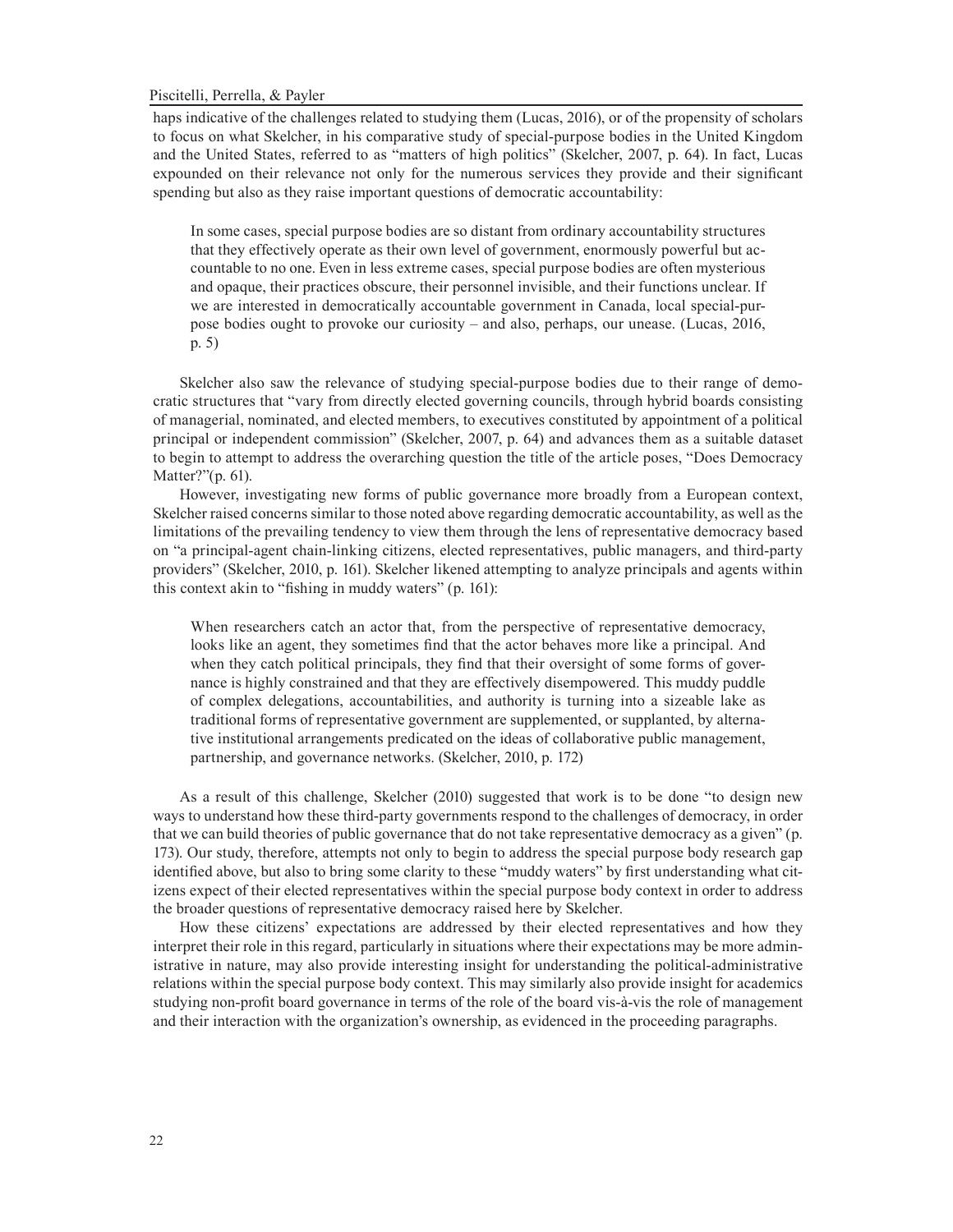haps indicative of the challenges related to studying them (Lucas, 2016), or of the propensity of scholars to focus on what Skelcher, in his comparative study of special-purpose bodies in the United Kingdom and the United States, referred to as "matters of high politics" (Skelcher, 2007, p. 64). In fact, Lucas expounded on their relevance not only for the numerous services they provide and their significant spending but also as they raise important questions of democratic accountability:

> In some cases, special purpose bodies are so distant from ordinary accountability structures that they effectively operate as their own level of government, enormously powerful but accountable to no one. Even in less extreme cases, special purpose bodies are often mysterious and opaque, their practices obscure, their personnel invisible, and their functions unclear. If we are interested in democratically accountable government in Canada, local special-purpose bodies ought to provoke our curiosity – and also, perhaps, our unease. (Lucas, 2016, p. 5)

Skelcher also saw the relevance of studying special-purpose bodies due to their range of democratic structures that "vary from directly elected governing councils, through hybrid boards consisting of managerial, nominated, and elected members, to executives constituted by appointment of a political principal or independent commission" (Skelcher, 2007, p. 64) and advances them as a suitable dataset to begin to attempt to address the overarching question the title of the article poses, "Does Democracy Matter?"(p. 61).

However, investigating new forms of public governance more broadly from a European context, Skelcher raised concerns similar to those noted above regarding democratic accountability, as well as the limitations of the prevailing tendency to view them through the lens of representative democracy based on "a principal-agent chain-linking citizens, elected representatives, public managers, and third-party providers" (Skelcher, 2010, p. 161). Skelcher likened attempting to analyze principals and agents within this context akin to "fishing in muddy waters" (p. 161):

> When researchers catch an actor that, from the perspective of representative democracy, looks like an agent, they sometimes find that the actor behaves more like a principal. And when they catch political principals, they find that their oversight of some forms of governance is highly constrained and that they are effectively disempowered. This muddy puddle of complex delegations, accountabilities, and authority is turning into a sizeable lake as traditional forms of representative government are supplemented, or supplanted, by alternative institutional arrangements predicated on the ideas of collaborative public management, partnership, and governance networks. (Skelcher, 2010, p. 172)

As a result of this challenge, Skelcher (2010) suggested that work is to be done "to design new ways to understand how these third-party governments respond to the challenges of democracy, in order that we can build theories of public governance that do not take representative democracy as a given" (p. 173). Our study, therefore, attempts not only to begin to address the special purpose body research gap identified above, but also to bring some clarity to these "muddy waters" by first understanding what citizens expect of their elected representatives within the special purpose body context in order to address the broader questions of representative democracy raised here by Skelcher.

How these citizens' expectations are addressed by their elected representatives and how they interpret their role in this regard, particularly in situations where their expectations may be more administrative in nature, may also provide interesting insight for understanding the political-administrative relations within the special purpose body context. This may similarly also provide insight for academics studying non-profit board governance in terms of the role of the board vis-à-vis the role of management and their interaction with the organization's ownership, as evidenced in the proceeding paragraphs.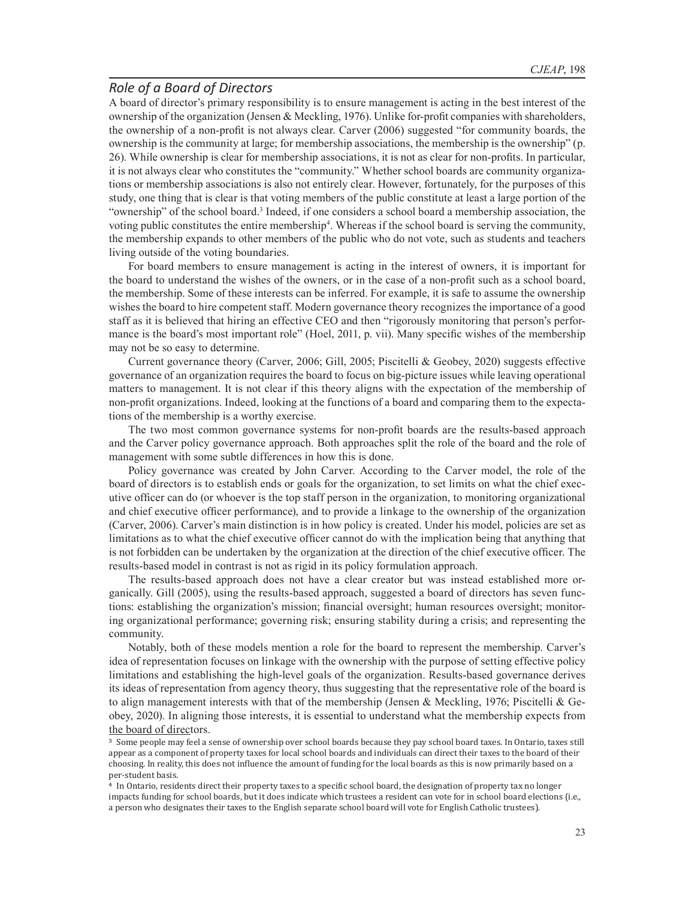## *Role of a Board of Directors*

A board of director's primary responsibility is to ensure management is acting in the best interest of the ownership of the organization (Jensen & Meckling, 1976). Unlike for-profit companies with shareholders, the ownership of a non-profit is not always clear. Carver (2006) suggested "for community boards, the ownership is the community at large; for membership associations, the membership is the ownership" (p. 26). While ownership is clear for membership associations, it is not as clear for non-profits. In particular, it is not always clear who constitutes the "community." Whether school boards are community organizations or membership associations is also not entirely clear. However, fortunately, for the purposes of this study, one thing that is clear is that voting members of the public constitute at least a large portion of the "ownership" of the school board.[3] Indeed, if one considers a school board a membership association, the voting public constitutes the entire membership[4]. Whereas if the school board is serving the community, the membership expands to other members of the public who do not vote, such as students and teachers living outside of the voting boundaries.

For board members to ensure management is acting in the interest of owners, it is important for the board to understand the wishes of the owners, or in the case of a non-profit such as a school board, the membership. Some of these interests can be inferred. For example, it is safe to assume the ownership wishes the board to hire competent staff. Modern governance theory recognizes the importance of a good staff as it is believed that hiring an effective CEO and then "rigorously monitoring that person's performance is the board's most important role" (Hoel, 2011, p. vii). Many specific wishes of the membership may not be so easy to determine.

Current governance theory (Carver, 2006; Gill, 2005; Piscitelli & Geobey, 2020) suggests effective governance of an organization requires the board to focus on big-picture issues while leaving operational matters to management. It is not clear if this theory aligns with the expectation of the membership of non-profit organizations. Indeed, looking at the functions of a board and comparing them to the expectations of the membership is a worthy exercise.

The two most common governance systems for non-profit boards are the results-based approach and the Carver policy governance approach. Both approaches split the role of the board and the role of management with some subtle differences in how this is done.

Policy governance was created by John Carver. According to the Carver model, the role of the board of directors is to establish ends or goals for the organization, to set limits on what the chief executive officer can do (or whoever is the top staff person in the organization, to monitoring organizational and chief executive officer performance), and to provide a linkage to the ownership of the organization (Carver, 2006). Carver's main distinction is in how policy is created. Under his model, policies are set as limitations as to what the chief executive officer cannot do with the implication being that anything that is not forbidden can be undertaken by the organization at the direction of the chief executive officer. The results-based model in contrast is not as rigid in its policy formulation approach.

The results-based approach does not have a clear creator but was instead established more organically. Gill (2005), using the results-based approach, suggested a board of directors has seven functions: establishing the organization's mission; financial oversight; human resources oversight; monitoring organizational performance; governing risk; ensuring stability during a crisis; and representing the community.

Notably, both of these models mention a role for the board to represent the membership. Carver's idea of representation focuses on linkage with the ownership with the purpose of setting effective policy limitations and establishing the high-level goals of the organization. Results-based governance derives its ideas of representation from agency theory, thus suggesting that the representative role of the board is to align management interests with that of the membership (Jensen & Meckling, 1976; Piscitelli & Geobey, 2020). In aligning those interests, it is essential to understand what the membership expects from the board of directors.

[3] Some people may feel a sense of ownership over school boards because they pay school board taxes. In Ontario, taxes still appear as a component of property taxes for local school boards and individuals can direct their taxes to the board of their choosing. In reality, this does not influence the amount of funding for the local boards as this is now primarily based on a per-student basis.

[4] In Ontario, residents direct their property taxes to a specific school board, the designation of property tax no longer impacts funding for school boards, but it does indicate which trustees a resident can vote for in school board elections (i.e., a person who designates their taxes to the English separate school board will vote for English Catholic trustees).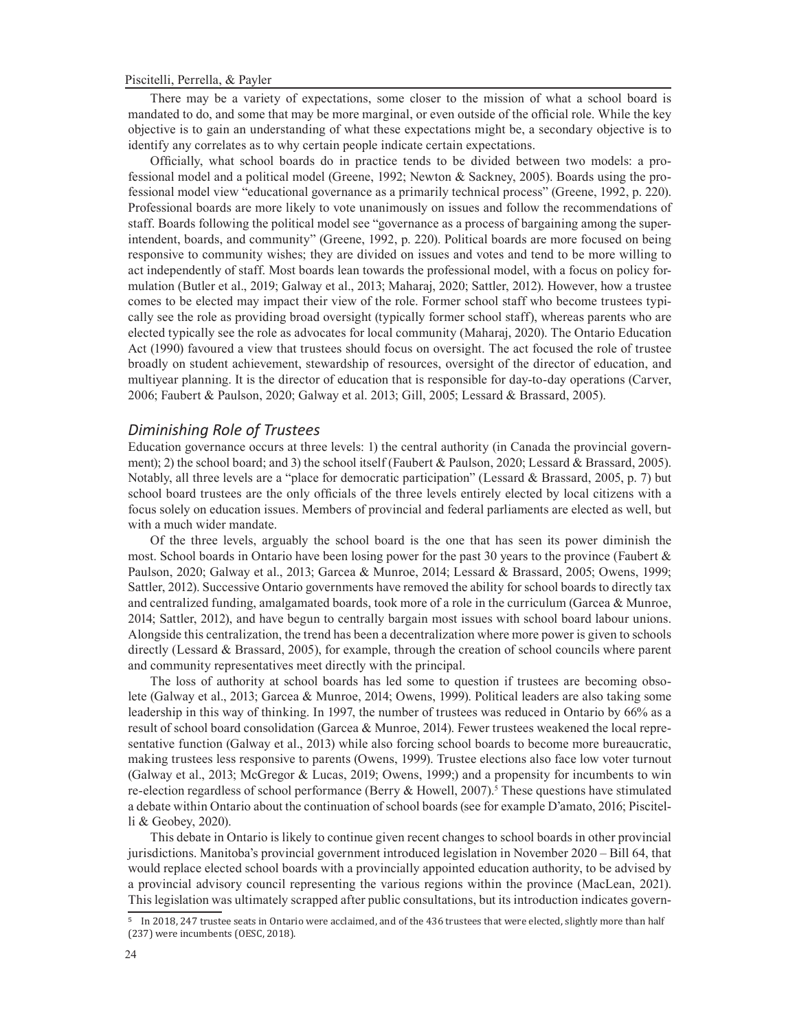There may be a variety of expectations, some closer to the mission of what a school board is mandated to do, and some that may be more marginal, or even outside of the official role. While the key objective is to gain an understanding of what these expectations might be, a secondary objective is to identify any correlates as to why certain people indicate certain expectations.

Officially, what school boards do in practice tends to be divided between two models: a professional model and a political model (Greene, 1992; Newton & Sackney, 2005). Boards using the professional model view "educational governance as a primarily technical process" (Greene, 1992, p. 220). Professional boards are more likely to vote unanimously on issues and follow the recommendations of staff. Boards following the political model see "governance as a process of bargaining among the superintendent, boards, and community" (Greene, 1992, p. 220). Political boards are more focused on being responsive to community wishes; they are divided on issues and votes and tend to be more willing to act independently of staff. Most boards lean towards the professional model, with a focus on policy formulation (Butler et al., 2019; Galway et al., 2013; Maharaj, 2020; Sattler, 2012). However, how a trustee comes to be elected may impact their view of the role. Former school staff who become trustees typically see the role as providing broad oversight (typically former school staff), whereas parents who are elected typically see the role as advocates for local community (Maharaj, 2020). The Ontario Education Act (1990) favoured a view that trustees should focus on oversight. The act focused the role of trustee broadly on student achievement, stewardship of resources, oversight of the director of education, and multiyear planning. It is the director of education that is responsible for day-to-day operations (Carver, 2006; Faubert & Paulson, 2020; Galway et al. 2013; Gill, 2005; Lessard & Brassard, 2005).

## *Diminishing Role of Trustees*

Education governance occurs at three levels: 1) the central authority (in Canada the provincial government); 2) the school board; and 3) the school itself (Faubert & Paulson, 2020; Lessard & Brassard, 2005). Notably, all three levels are a "place for democratic participation" (Lessard & Brassard, 2005, p. 7) but school board trustees are the only officials of the three levels entirely elected by local citizens with a focus solely on education issues. Members of provincial and federal parliaments are elected as well, but with a much wider mandate.

Of the three levels, arguably the school board is the one that has seen its power diminish the most. School boards in Ontario have been losing power for the past 30 years to the province (Faubert & Paulson, 2020; Galway et al., 2013; Garcea & Munroe, 2014; Lessard & Brassard, 2005; Owens, 1999; Sattler, 2012). Successive Ontario governments have removed the ability for school boards to directly tax and centralized funding, amalgamated boards, took more of a role in the curriculum (Garcea & Munroe, 2014; Sattler, 2012), and have begun to centrally bargain most issues with school board labour unions. Alongside this centralization, the trend has been a decentralization where more power is given to schools directly (Lessard & Brassard, 2005), for example, through the creation of school councils where parent and community representatives meet directly with the principal.

The loss of authority at school boards has led some to question if trustees are becoming obsolete (Galway et al., 2013; Garcea & Munroe, 2014; Owens, 1999). Political leaders are also taking some leadership in this way of thinking. In 1997, the number of trustees was reduced in Ontario by 66% as a result of school board consolidation (Garcea & Munroe, 2014). Fewer trustees weakened the local representative function (Galway et al., 2013) while also forcing school boards to become more bureaucratic, making trustees less responsive to parents (Owens, 1999). Trustee elections also face low voter turnout (Galway et al., 2013; McGregor & Lucas, 2019; Owens, 1999;) and a propensity for incumbents to win re-election regardless of school performance (Berry & Howell, 2007).[5] These questions have stimulated a debate within Ontario about the continuation of school boards (see for example D'amato, 2016; Piscitelli & Geobey, 2020).

This debate in Ontario is likely to continue given recent changes to school boards in other provincial jurisdictions. Manitoba's provincial government introduced legislation in November 2020 – Bill 64, that would replace elected school boards with a provincially appointed education authority, to be advised by a provincial advisory council representing the various regions within the province (MacLean, 2021). This legislation was ultimately scrapped after public consultations, but its introduction indicates govern-

[5] In 2018, 247 trustee seats in Ontario were acclaimed, and of the 436 trustees that were elected, slightly more than half (237) were incumbents (OESC, 2018).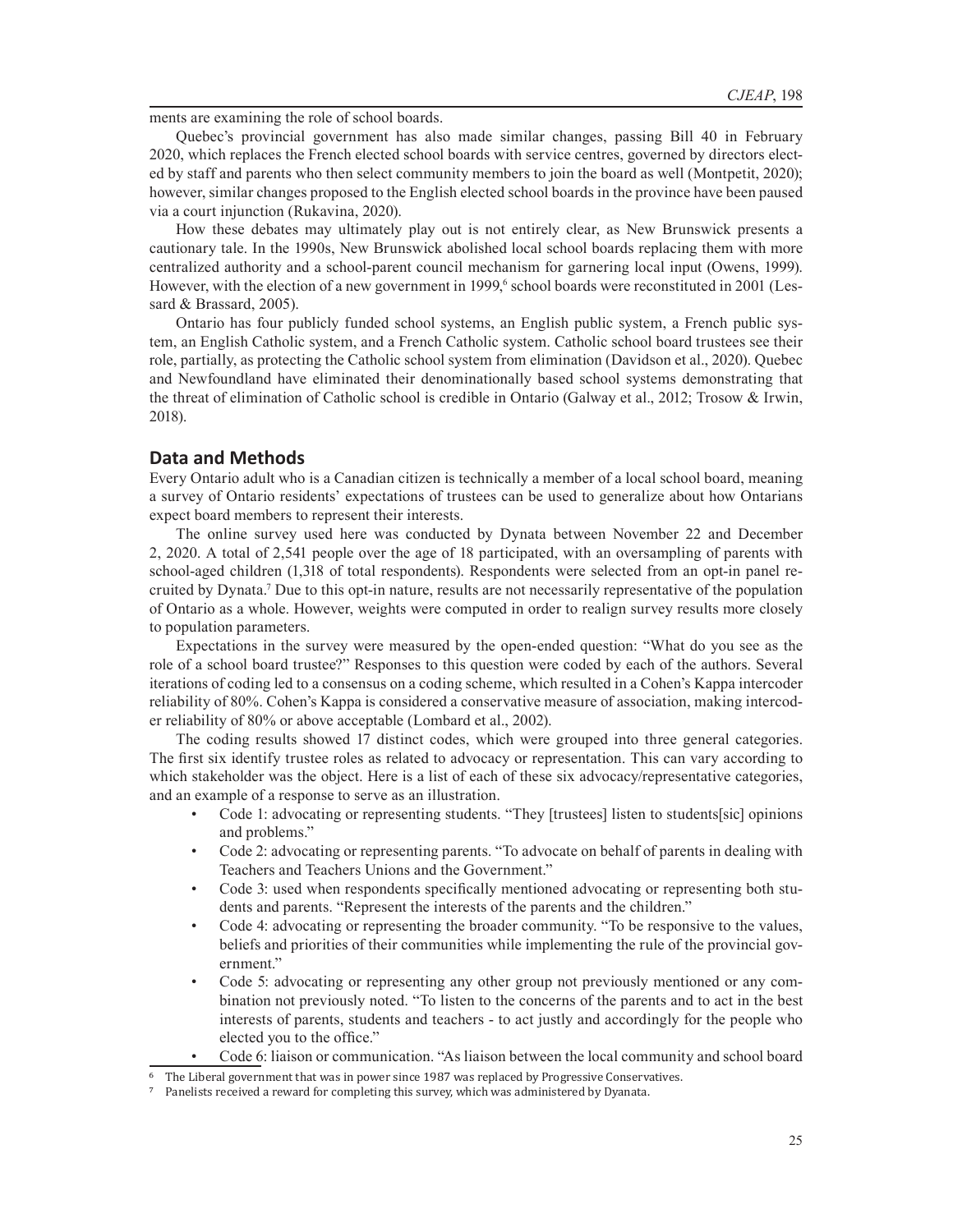ments are examining the role of school boards.

Quebec's provincial government has also made similar changes, passing Bill 40 in February 2020, which replaces the French elected school boards with service centres, governed by directors elected by staff and parents who then select community members to join the board as well (Montpetit, 2020); however, similar changes proposed to the English elected school boards in the province have been paused via a court injunction (Rukavina, 2020).

How these debates may ultimately play out is not entirely clear, as New Brunswick presents a cautionary tale. In the 1990s, New Brunswick abolished local school boards replacing them with more centralized authority and a school-parent council mechanism for garnering local input (Owens, 1999). However, with the election of a new government in 1999,[6] school boards were reconstituted in 2001 (Lessard & Brassard, 2005).

Ontario has four publicly funded school systems, an English public system, a French public system, an English Catholic system, and a French Catholic system. Catholic school board trustees see their role, partially, as protecting the Catholic school system from elimination (Davidson et al., 2020). Quebec and Newfoundland have eliminated their denominationally based school systems demonstrating that the threat of elimination of Catholic school is credible in Ontario (Galway et al., 2012; Trosow & Irwin, 2018).

## Data and Methods

Every Ontario adult who is a Canadian citizen is technically a member of a local school board, meaning a survey of Ontario residents' expectations of trustees can be used to generalize about how Ontarians expect board members to represent their interests.

The online survey used here was conducted by Dynata between November 22 and December 2, 2020. A total of 2,541 people over the age of 18 participated, with an oversampling of parents with school-aged children (1,318 of total respondents). Respondents were selected from an opt-in panel recruited by Dynata.[7] Due to this opt-in nature, results are not necessarily representative of the population of Ontario as a whole. However, weights were computed in order to realign survey results more closely to population parameters.

Expectations in the survey were measured by the open-ended question: "What do you see as the role of a school board trustee?" Responses to this question were coded by each of the authors. Several iterations of coding led to a consensus on a coding scheme, which resulted in a Cohen's Kappa intercoder reliability of 80%. Cohen's Kappa is considered a conservative measure of association, making intercoder reliability of 80% or above acceptable (Lombard et al., 2002).

The coding results showed 17 distinct codes, which were grouped into three general categories. The first six identify trustee roles as related to advocacy or representation. This can vary according to which stakeholder was the object. Here is a list of each of these six advocacy/representative categories, and an example of a response to serve as an illustration.

- Code 1: advocating or representing students. "They [trustees] listen to students[sic] opinions and problems."
- Code 2: advocating or representing parents. "To advocate on behalf of parents in dealing with Teachers and Teachers Unions and the Government."
- Code 3: used when respondents specifically mentioned advocating or representing both students and parents. "Represent the interests of the parents and the children."
- Code 4: advocating or representing the broader community. "To be responsive to the values, beliefs and priorities of their communities while implementing the rule of the provincial government."
- Code 5: advocating or representing any other group not previously mentioned or any combination not previously noted. "To listen to the concerns of the parents and to act in the best interests of parents, students and teachers - to act justly and accordingly for the people who elected you to the office."
- Code 6: liaison or communication. "As liaison between the local community and school board

[6] The Liberal government that was in power since 1987 was replaced by Progressive Conservatives.

[7] Panelists received a reward for completing this survey, which was administered by Dyanata.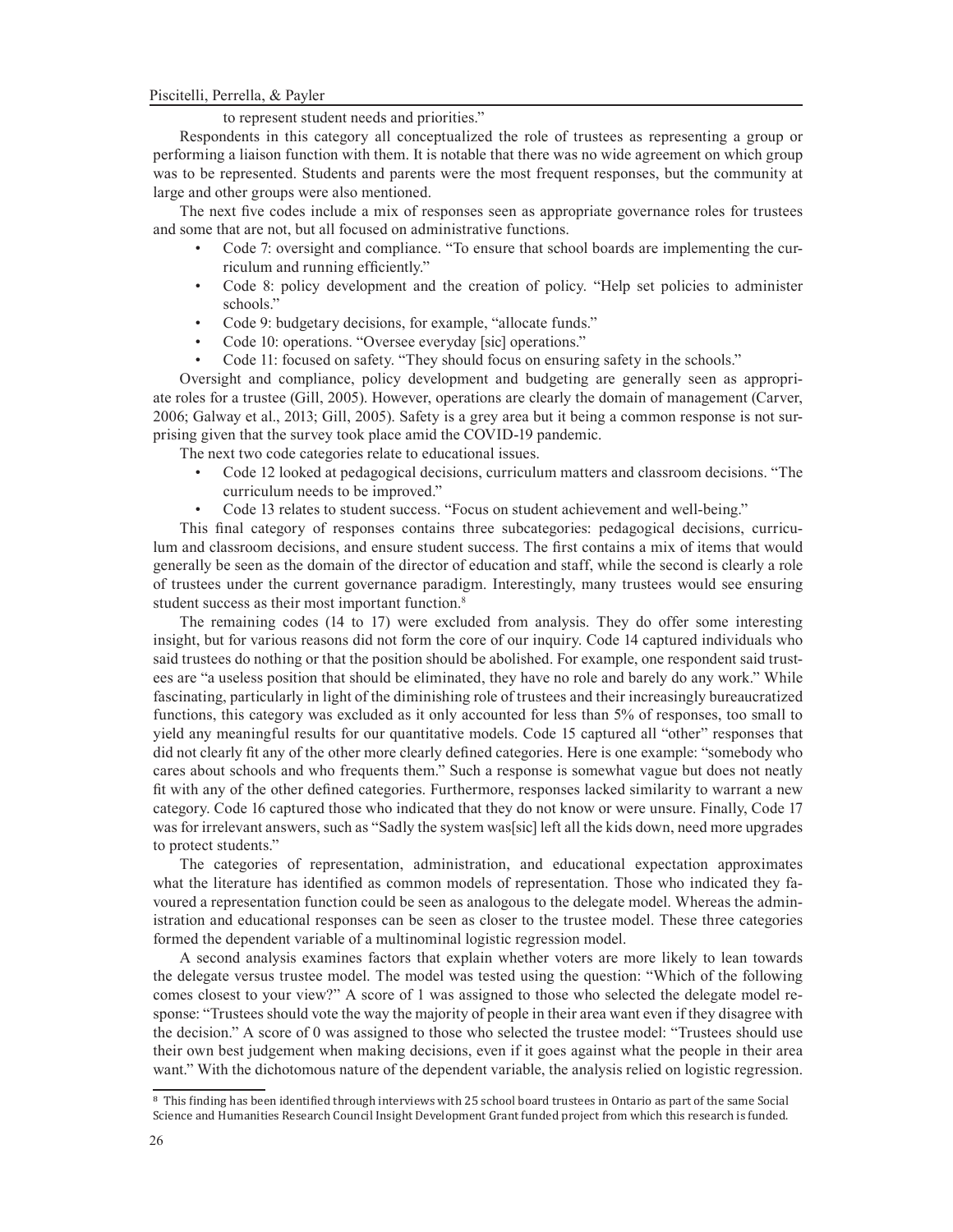to represent student needs and priorities."

Respondents in this category all conceptualized the role of trustees as representing a group or performing a liaison function with them. It is notable that there was no wide agreement on which group was to be represented. Students and parents were the most frequent responses, but the community at large and other groups were also mentioned.

The next five codes include a mix of responses seen as appropriate governance roles for trustees and some that are not, but all focused on administrative functions.

- Code 7: oversight and compliance. "To ensure that school boards are implementing the curriculum and running efficiently."
- Code 8: policy development and the creation of policy. "Help set policies to administer schools."
- Code 9: budgetary decisions, for example, "allocate funds."
- Code 10: operations. "Oversee everyday [sic] operations."
- Code 11: focused on safety. "They should focus on ensuring safety in the schools."

Oversight and compliance, policy development and budgeting are generally seen as appropriate roles for a trustee (Gill, 2005). However, operations are clearly the domain of management (Carver, 2006; Galway et al., 2013; Gill, 2005). Safety is a grey area but it being a common response is not surprising given that the survey took place amid the COVID-19 pandemic.

The next two code categories relate to educational issues.

- Code 12 looked at pedagogical decisions, curriculum matters and classroom decisions. "The curriculum needs to be improved."
- Code 13 relates to student success. "Focus on student achievement and well-being."

This final category of responses contains three subcategories: pedagogical decisions, curriculum and classroom decisions, and ensure student success. The first contains a mix of items that would generally be seen as the domain of the director of education and staff, while the second is clearly a role of trustees under the current governance paradigm. Interestingly, many trustees would see ensuring student success as their most important function.[8]

The remaining codes (14 to 17) were excluded from analysis. They do offer some interesting insight, but for various reasons did not form the core of our inquiry. Code 14 captured individuals who said trustees do nothing or that the position should be abolished. For example, one respondent said trustees are "a useless position that should be eliminated, they have no role and barely do any work." While fascinating, particularly in light of the diminishing role of trustees and their increasingly bureaucratized functions, this category was excluded as it only accounted for less than 5% of responses, too small to yield any meaningful results for our quantitative models. Code 15 captured all "other" responses that did not clearly fit any of the other more clearly defined categories. Here is one example: "somebody who cares about schools and who frequents them." Such a response is somewhat vague but does not neatly fit with any of the other defined categories. Furthermore, responses lacked similarity to warrant a new category. Code 16 captured those who indicated that they do not know or were unsure. Finally, Code 17 was for irrelevant answers, such as "Sadly the system was[sic] left all the kids down, need more upgrades to protect students."

The categories of representation, administration, and educational expectation approximates what the literature has identified as common models of representation. Those who indicated they favoured a representation function could be seen as analogous to the delegate model. Whereas the administration and educational responses can be seen as closer to the trustee model. These three categories formed the dependent variable of a multinominal logistic regression model.

A second analysis examines factors that explain whether voters are more likely to lean towards the delegate versus trustee model. The model was tested using the question: "Which of the following comes closest to your view?" A score of 1 was assigned to those who selected the delegate model response: "Trustees should vote the way the majority of people in their area want even if they disagree with the decision." A score of 0 was assigned to those who selected the trustee model: "Trustees should use their own best judgement when making decisions, even if it goes against what the people in their area want." With the dichotomous nature of the dependent variable, the analysis relied on logistic regression.

[8] This finding has been identified through interviews with 25 school board trustees in Ontario as part of the same Social Science and Humanities Research Council Insight Development Grant funded project from which this research is funded.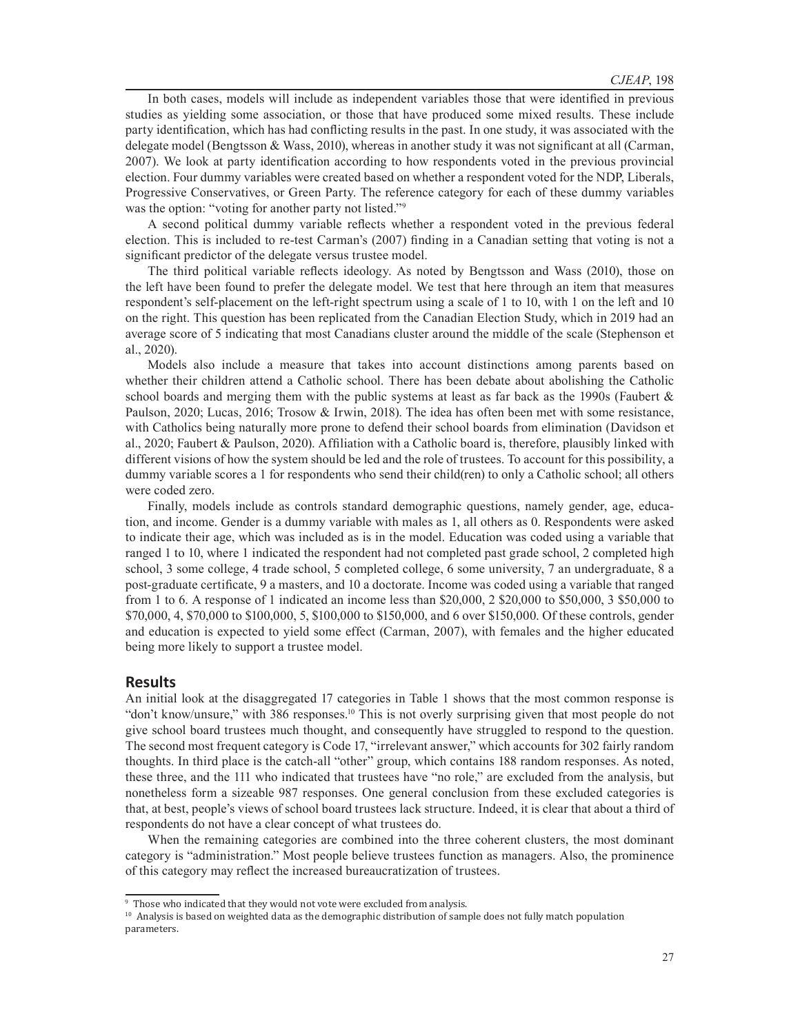In both cases, models will include as independent variables those that were identified in previous studies as yielding some association, or those that have produced some mixed results. These include party identification, which has had conflicting results in the past. In one study, it was associated with the delegate model (Bengtsson & Wass, 2010), whereas in another study it was not significant at all (Carman, 2007). We look at party identification according to how respondents voted in the previous provincial election. Four dummy variables were created based on whether a respondent voted for the NDP, Liberals, Progressive Conservatives, or Green Party. The reference category for each of these dummy variables was the option: "voting for another party not listed."[9]

A second political dummy variable reflects whether a respondent voted in the previous federal election. This is included to re-test Carman's (2007) finding in a Canadian setting that voting is not a significant predictor of the delegate versus trustee model.

The third political variable reflects ideology. As noted by Bengtsson and Wass (2010), those on the left have been found to prefer the delegate model. We test that here through an item that measures respondent's self-placement on the left-right spectrum using a scale of 1 to 10, with 1 on the left and 10 on the right. This question has been replicated from the Canadian Election Study, which in 2019 had an average score of 5 indicating that most Canadians cluster around the middle of the scale (Stephenson et al., 2020).

Models also include a measure that takes into account distinctions among parents based on whether their children attend a Catholic school. There has been debate about abolishing the Catholic school boards and merging them with the public systems at least as far back as the 1990s (Faubert & Paulson, 2020; Lucas, 2016; Trosow & Irwin, 2018). The idea has often been met with some resistance, with Catholics being naturally more prone to defend their school boards from elimination (Davidson et al., 2020; Faubert & Paulson, 2020). Affiliation with a Catholic board is, therefore, plausibly linked with different visions of how the system should be led and the role of trustees. To account for this possibility, a dummy variable scores a 1 for respondents who send their child(ren) to only a Catholic school; all others were coded zero.

Finally, models include as controls standard demographic questions, namely gender, age, education, and income. Gender is a dummy variable with males as 1, all others as 0. Respondents were asked to indicate their age, which was included as is in the model. Education was coded using a variable that ranged 1 to 10, where 1 indicated the respondent had not completed past grade school, 2 completed high school, 3 some college, 4 trade school, 5 completed college, 6 some university, 7 an undergraduate, 8 a post-graduate certificate, 9 a masters, and 10 a doctorate. Income was coded using a variable that ranged from 1 to 6. A response of 1 indicated an income less than $20,000, 2 $20,000 to $50,000, 3 $50,000 to $70,000, 4, $70,000 to $100,000, 5, $100,000 to $150,000, and 6 over $150,000. Of these controls, gender and education is expected to yield some effect (Carman, 2007), with females and the higher educated being more likely to support a trustee model.

## Results

An initial look at the disaggregated 17 categories in Table 1 shows that the most common response is "don't know/unsure," with 386 responses.[10] This is not overly surprising given that most people do not give school board trustees much thought, and consequently have struggled to respond to the question. The second most frequent category is Code 17, "irrelevant answer," which accounts for 302 fairly random thoughts. In third place is the catch-all "other" group, which contains 188 random responses. As noted, these three, and the 111 who indicated that trustees have "no role," are excluded from the analysis, but nonetheless form a sizeable 987 responses. One general conclusion from these excluded categories is that, at best, people's views of school board trustees lack structure. Indeed, it is clear that about a third of respondents do not have a clear concept of what trustees do.

When the remaining categories are combined into the three coherent clusters, the most dominant category is "administration." Most people believe trustees function as managers. Also, the prominence of this category may reflect the increased bureaucratization of trustees.

---

[9] Those who indicated that they would not vote were excluded from analysis.

[10] Analysis is based on weighted data as the demographic distribution of sample does not fully match population parameters.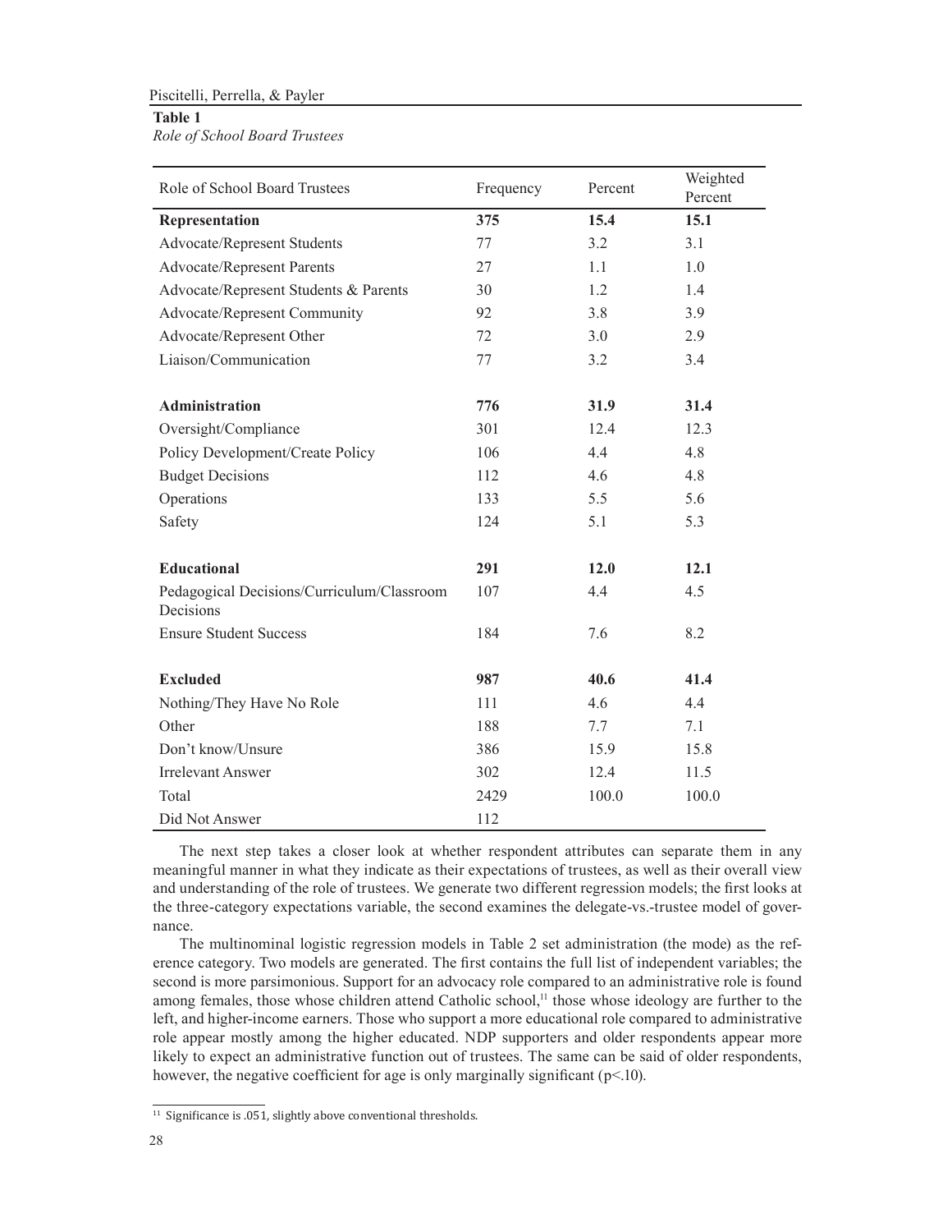**Table 1**

*Role of School Board Trustees*

| Role of School Board Trustees | Frequency | Percent | Weighted Percent |
|---|---|---|---|
| **Representation** | **375** | **15.4** | **15.1** |
| Advocate/Represent Students | 77 | 3.2 | 3.1 |
| Advocate/Represent Parents | 27 | 1.1 | 1.0 |
| Advocate/Represent Students & Parents | 30 | 1.2 | 1.4 |
| Advocate/Represent Community | 92 | 3.8 | 3.9 |
| Advocate/Represent Other | 72 | 3.0 | 2.9 |
| Liaison/Communication | 77 | 3.2 | 3.4 |
| | | | |
| **Administration** | **776** | **31.9** | **31.4** |
| Oversight/Compliance | 301 | 12.4 | 12.3 |
| Policy Development/Create Policy | 106 | 4.4 | 4.8 |
| Budget Decisions | 112 | 4.6 | 4.8 |
| Operations | 133 | 5.5 | 5.6 |
| Safety | 124 | 5.1 | 5.3 |
| | | | |
| **Educational** | **291** | **12.0** | **12.1** |
| Pedagogical Decisions/Curriculum/Classroom Decisions | 107 | 4.4 | 4.5 |
| Ensure Student Success | 184 | 7.6 | 8.2 |
| | | | |
| **Excluded** | **987** | **40.6** | **41.4** |
| Nothing/They Have No Role | 111 | 4.6 | 4.4 |
| Other | 188 | 7.7 | 7.1 |
| Don't know/Unsure | 386 | 15.9 | 15.8 |
| Irrelevant Answer | 302 | 12.4 | 11.5 |
| Total | 2429 | 100.0 | 100.0 |
| Did Not Answer | 112 | | |

The next step takes a closer look at whether respondent attributes can separate them in any meaningful manner in what they indicate as their expectations of trustees, as well as their overall view and understanding of the role of trustees. We generate two different regression models; the first looks at the three-category expectations variable, the second examines the delegate-vs.-trustee model of governance.

The multinominal logistic regression models in Table 2 set administration (the mode) as the reference category. Two models are generated. The first contains the full list of independent variables; the second is more parsimonious. Support for an advocacy role compared to an administrative role is found among females, those whose children attend Catholic school,[11] those whose ideology are further to the left, and higher-income earners. Those who support a more educational role compared to administrative role appear mostly among the higher educated. NDP supporters and older respondents appear more likely to expect an administrative function out of trustees. The same can be said of older respondents, however, the negative coefficient for age is only marginally significant ($p<.10$).

[11] Significance is .051, slightly above conventional thresholds.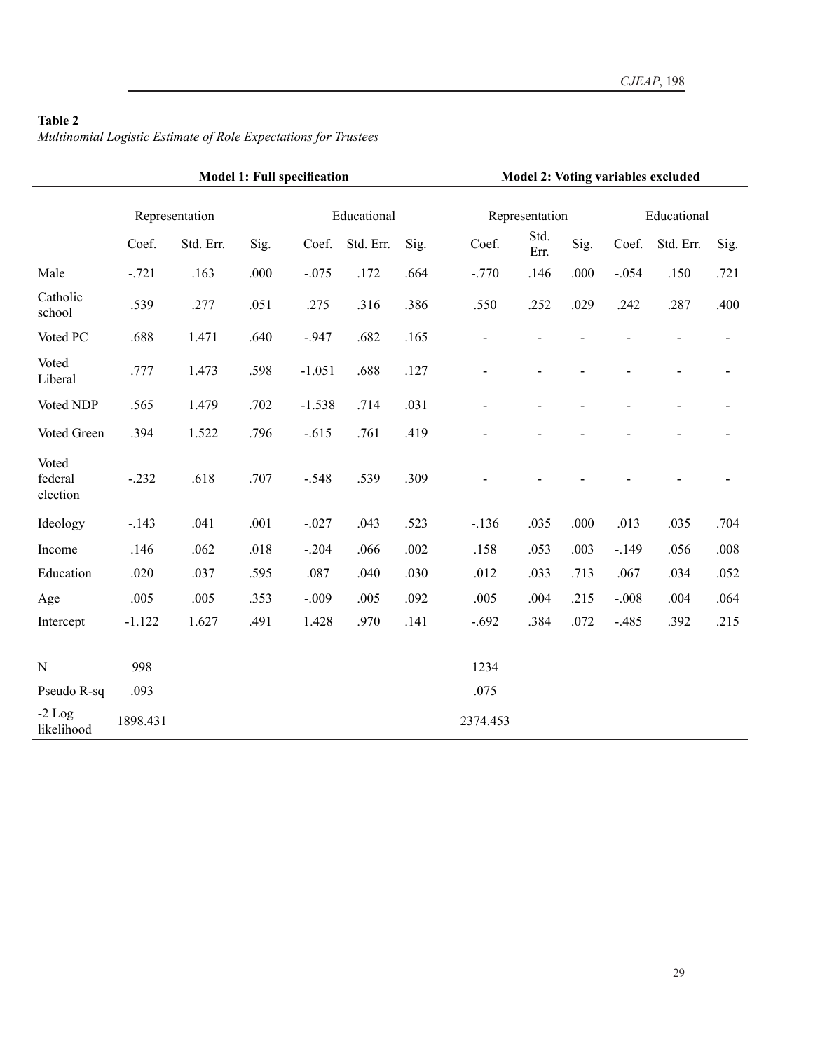**Table 2**
*Multinomial Logistic Estimate of Role Expectations for Trustees*

| | **Model 1: Full specification** | | | | | | **Model 2: Voting variables excluded** | | | | | |
|---|---|---|---|---|---|---|---|---|---|---|---|---|
| | Representation | | | Educational | | | Representation | | | Educational | | |
| | Coef. | Std. Err. | Sig. | Coef. | Std. Err. | Sig. | Coef. | Std. Err. | Sig. | Coef. | Std. Err. | Sig. |
| Male | -.721 | .163 | .000 | -.075 | .172 | .664 | -.770 | .146 | .000 | -.054 | .150 | .721 |
| Catholic school | .539 | .277 | .051 | .275 | .316 | .386 | .550 | .252 | .029 | .242 | .287 | .400 |
| Voted PC | .688 | 1.471 | .640 | -.947 | .682 | .165 | - | - | - | - | - | - |
| Voted Liberal | .777 | 1.473 | .598 | -1.051 | .688 | .127 | - | - | - | - | - | - |
| Voted NDP | .565 | 1.479 | .702 | -1.538 | .714 | .031 | - | - | - | - | - | - |
| Voted Green | .394 | 1.522 | .796 | -.615 | .761 | .419 | - | - | - | - | - | - |
| Voted federal election | -.232 | .618 | .707 | -.548 | .539 | .309 | - | - | - | - | - | - |
| Ideology | -.143 | .041 | .001 | -.027 | .043 | .523 | -.136 | .035 | .000 | .013 | .035 | .704 |
| Income | .146 | .062 | .018 | -.204 | .066 | .002 | .158 | .053 | .003 | -.149 | .056 | .008 |
| Education | .020 | .037 | .595 | .087 | .040 | .030 | .012 | .033 | .713 | .067 | .034 | .052 |
| Age | .005 | .005 | .353 | -.009 | .005 | .092 | .005 | .004 | .215 | -.008 | .004 | .064 |
| Intercept | -1.122 | 1.627 | .491 | 1.428 | .970 | .141 | -.692 | .384 | .072 | -.485 | .392 | .215 |
| N | 998 | | | | | | 1234 | | | | | |
| Pseudo R-sq | .093 | | | | | | .075 | | | | | |
| -2 Log likelihood | 1898.431 | | | | | | 2374.453 | | | | | |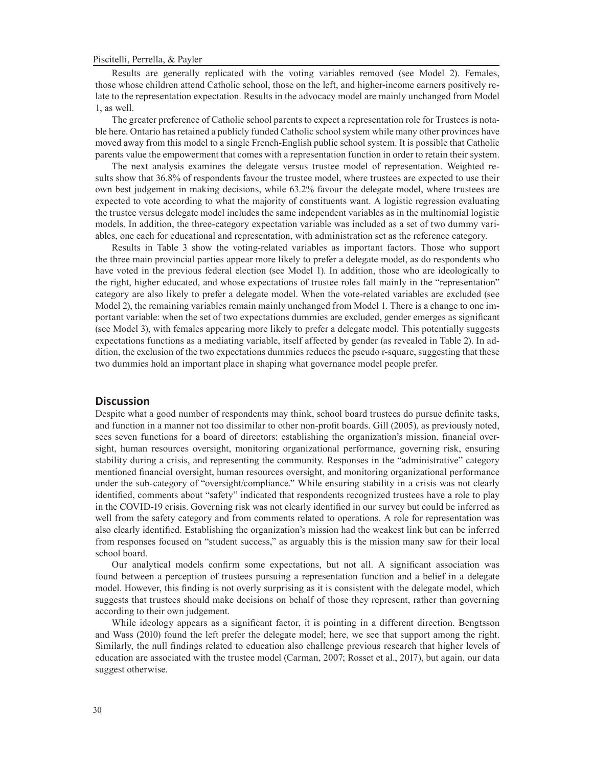Results are generally replicated with the voting variables removed (see Model 2). Females, those whose children attend Catholic school, those on the left, and higher-income earners positively relate to the representation expectation. Results in the advocacy model are mainly unchanged from Model 1, as well.

The greater preference of Catholic school parents to expect a representation role for Trustees is notable here. Ontario has retained a publicly funded Catholic school system while many other provinces have moved away from this model to a single French-English public school system. It is possible that Catholic parents value the empowerment that comes with a representation function in order to retain their system.

The next analysis examines the delegate versus trustee model of representation. Weighted results show that 36.8% of respondents favour the trustee model, where trustees are expected to use their own best judgement in making decisions, while 63.2% favour the delegate model, where trustees are expected to vote according to what the majority of constituents want. A logistic regression evaluating the trustee versus delegate model includes the same independent variables as in the multinomial logistic models. In addition, the three-category expectation variable was included as a set of two dummy variables, one each for educational and representation, with administration set as the reference category.

Results in Table 3 show the voting-related variables as important factors. Those who support the three main provincial parties appear more likely to prefer a delegate model, as do respondents who have voted in the previous federal election (see Model 1). In addition, those who are ideologically to the right, higher educated, and whose expectations of trustee roles fall mainly in the "representation" category are also likely to prefer a delegate model. When the vote-related variables are excluded (see Model 2), the remaining variables remain mainly unchanged from Model 1. There is a change to one important variable: when the set of two expectations dummies are excluded, gender emerges as significant (see Model 3), with females appearing more likely to prefer a delegate model. This potentially suggests expectations functions as a mediating variable, itself affected by gender (as revealed in Table 2). In addition, the exclusion of the two expectations dummies reduces the pseudo r-square, suggesting that these two dummies hold an important place in shaping what governance model people prefer.

## Discussion

Despite what a good number of respondents may think, school board trustees do pursue definite tasks, and function in a manner not too dissimilar to other non-profit boards. Gill (2005), as previously noted, sees seven functions for a board of directors: establishing the organization's mission, financial oversight, human resources oversight, monitoring organizational performance, governing risk, ensuring stability during a crisis, and representing the community. Responses in the "administrative" category mentioned financial oversight, human resources oversight, and monitoring organizational performance under the sub-category of "oversight/compliance." While ensuring stability in a crisis was not clearly identified, comments about "safety" indicated that respondents recognized trustees have a role to play in the COVID-19 crisis. Governing risk was not clearly identified in our survey but could be inferred as well from the safety category and from comments related to operations. A role for representation was also clearly identified. Establishing the organization's mission had the weakest link but can be inferred from responses focused on "student success," as arguably this is the mission many saw for their local school board.

Our analytical models confirm some expectations, but not all. A significant association was found between a perception of trustees pursuing a representation function and a belief in a delegate model. However, this finding is not overly surprising as it is consistent with the delegate model, which suggests that trustees should make decisions on behalf of those they represent, rather than governing according to their own judgement.

While ideology appears as a significant factor, it is pointing in a different direction. Bengtsson and Wass (2010) found the left prefer the delegate model; here, we see that support among the right. Similarly, the null findings related to education also challenge previous research that higher levels of education are associated with the trustee model (Carman, 2007; Rosset et al., 2017), but again, our data suggest otherwise.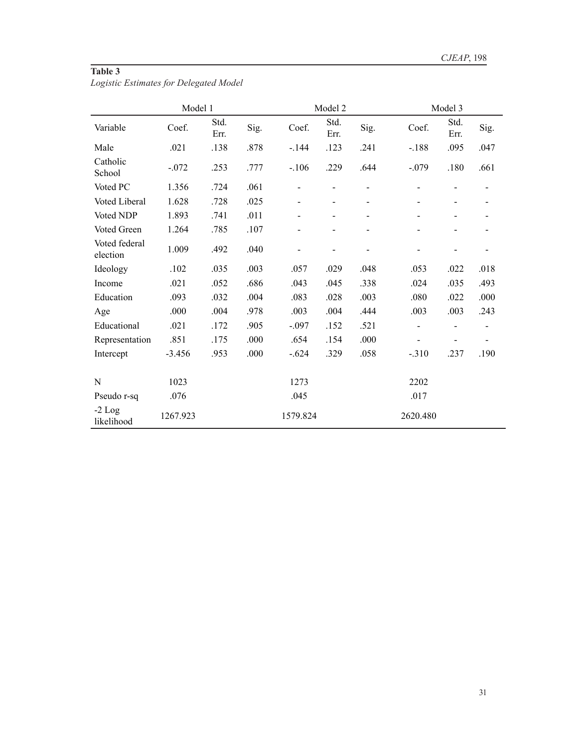**Table 3**

*Logistic Estimates for Delegated Model*

| | Model 1 | | | Model 2 | | | Model 3 | | |
|---|---|---|---|---|---|---|---|---|---|
| Variable | Coef. | Std. Err. | Sig. | Coef. | Std. Err. | Sig. | Coef. | Std. Err. | Sig. |
| Male | .021 | .138 | .878 | -.144 | .123 | .241 | -.188 | .095 | .047 |
| Catholic School | -.072 | .253 | .777 | -.106 | .229 | .644 | -.079 | .180 | .661 |
| Voted PC | 1.356 | .724 | .061 | - | - | - | - | - | - |
| Voted Liberal | 1.628 | .728 | .025 | - | - | - | - | - | - |
| Voted NDP | 1.893 | .741 | .011 | - | - | - | - | - | - |
| Voted Green | 1.264 | .785 | .107 | - | - | - | - | - | - |
| Voted federal election | 1.009 | .492 | .040 | - | - | - | - | - | - |
| Ideology | .102 | .035 | .003 | .057 | .029 | .048 | .053 | .022 | .018 |
| Income | .021 | .052 | .686 | .043 | .045 | .338 | .024 | .035 | .493 |
| Education | .093 | .032 | .004 | .083 | .028 | .003 | .080 | .022 | .000 |
| Age | .000 | .004 | .978 | .003 | .004 | .444 | .003 | .003 | .243 |
| Educational | .021 | .172 | .905 | -.097 | .152 | .521 | - | - | - |
| Representation | .851 | .175 | .000 | .654 | .154 | .000 | - | - | - |
| Intercept | -3.456 | .953 | .000 | -.624 | .329 | .058 | -.310 | .237 | .190 |
| | | | | | | | | | |
| N | 1023 | | | 1273 | | | 2202 | | |
| Pseudo r-sq | .076 | | | .045 | | | .017 | | |
| -2 Log likelihood | 1267.923 | | | 1579.824 | | | 2620.480 | | |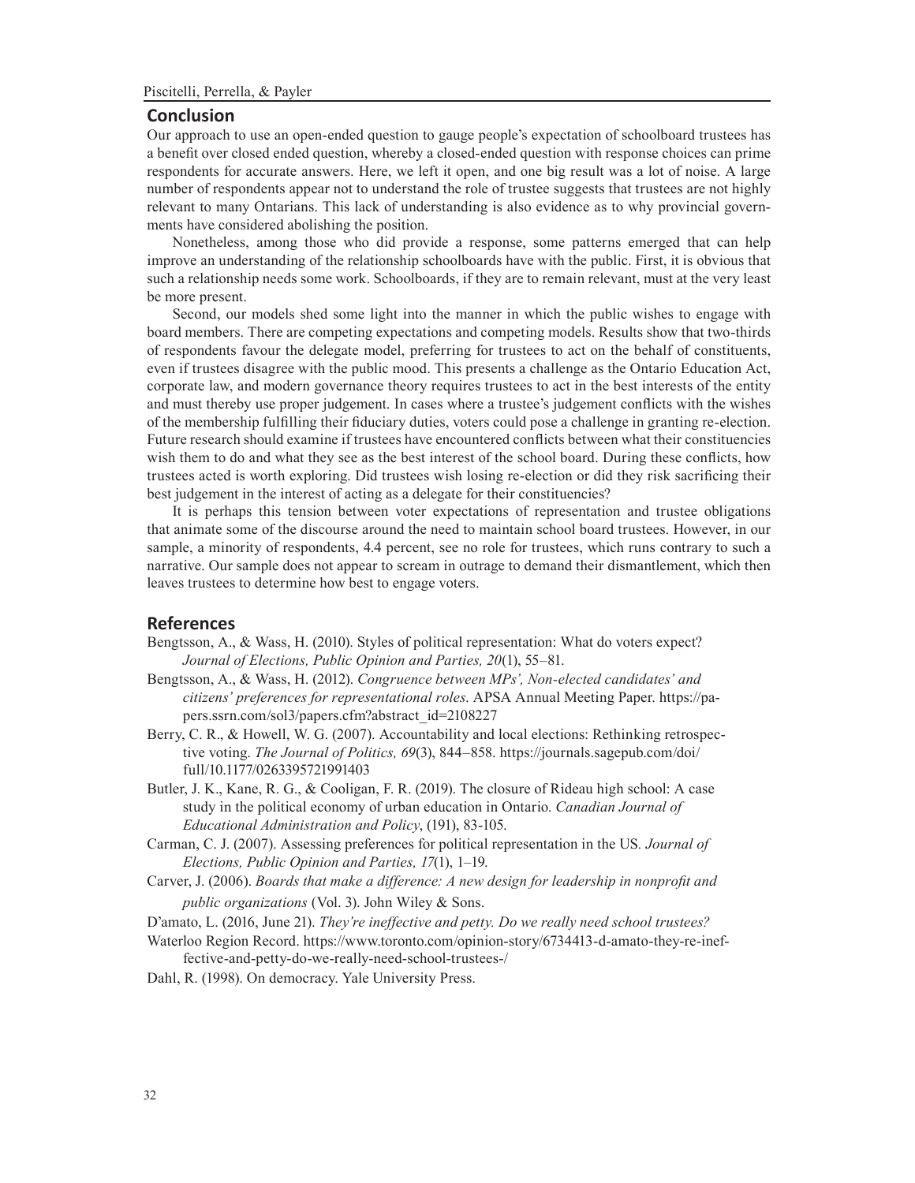## Conclusion

Our approach to use an open-ended question to gauge people's expectation of schoolboard trustees has a benefit over closed ended question, whereby a closed-ended question with response choices can prime respondents for accurate answers. Here, we left it open, and one big result was a lot of noise. A large number of respondents appear not to understand the role of trustee suggests that trustees are not highly relevant to many Ontarians. This lack of understanding is also evidence as to why provincial governments have considered abolishing the position.

Nonetheless, among those who did provide a response, some patterns emerged that can help improve an understanding of the relationship schoolboards have with the public. First, it is obvious that such a relationship needs some work. Schoolboards, if they are to remain relevant, must at the very least be more present.

Second, our models shed some light into the manner in which the public wishes to engage with board members. There are competing expectations and competing models. Results show that two-thirds of respondents favour the delegate model, preferring for trustees to act on the behalf of constituents, even if trustees disagree with the public mood. This presents a challenge as the Ontario Education Act, corporate law, and modern governance theory requires trustees to act in the best interests of the entity and must thereby use proper judgement. In cases where a trustee's judgement conflicts with the wishes of the membership fulfilling their fiduciary duties, voters could pose a challenge in granting re-election. Future research should examine if trustees have encountered conflicts between what their constituencies wish them to do and what they see as the best interest of the school board. During these conflicts, how trustees acted is worth exploring. Did trustees wish losing re-election or did they risk sacrificing their best judgement in the interest of acting as a delegate for their constituencies?

It is perhaps this tension between voter expectations of representation and trustee obligations that animate some of the discourse around the need to maintain school board trustees. However, in our sample, a minority of respondents, 4.4 percent, see no role for trustees, which runs contrary to such a narrative. Our sample does not appear to scream in outrage to demand their dismantlement, which then leaves trustees to determine how best to engage voters.

## References

Bengtsson, A., & Wass, H. (2010). Styles of political representation: What do voters expect? *Journal of Elections, Public Opinion and Parties, 20*(1), 55–81.

Bengtsson, A., & Wass, H. (2012). *Congruence between MPs', Non-elected candidates' and citizens' preferences for representational roles*. APSA Annual Meeting Paper. https://papers.ssrn.com/sol3/papers.cfm?abstract_id=2108227

Berry, C. R., & Howell, W. G. (2007). Accountability and local elections: Rethinking retrospective voting. *The Journal of Politics, 69*(3), 844–858. https://journals.sagepub.com/doi/full/10.1177/0263395721991403

Butler, J. K., Kane, R. G., & Cooligan, F. R. (2019). The closure of Rideau high school: A case study in the political economy of urban education in Ontario. *Canadian Journal of Educational Administration and Policy*, (191), 83-105.

Carman, C. J. (2007). Assessing preferences for political representation in the US. *Journal of Elections, Public Opinion and Parties, 17*(1), 1–19.

Carver, J. (2006). *Boards that make a difference: A new design for leadership in nonprofit and public organizations* (Vol. 3). John Wiley & Sons.

D'amato, L. (2016, June 21). *They're ineffective and petty. Do we really need school trustees?* Waterloo Region Record. https://www.toronto.com/opinion-story/6734413-d-amato-they-re-ineffective-and-petty-do-we-really-need-school-trustees-/

Dahl, R. (1998). On democracy. Yale University Press.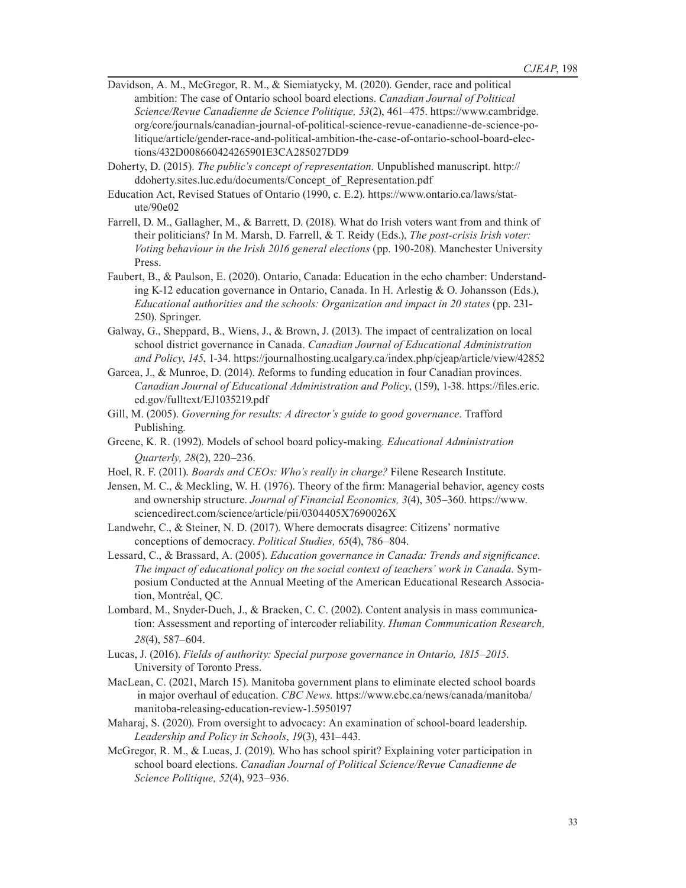Davidson, A. M., McGregor, R. M., & Siemiatycky, M. (2020). Gender, race and political ambition: The case of Ontario school board elections. *Canadian Journal of Political Science/Revue Canadienne de Science Politique, 53*(2), 461–475. https://www.cambridge.org/core/journals/canadian-journal-of-political-science-revue-canadienne-de-science-politique/article/gender-race-and-political-ambition-the-case-of-ontario-school-board-elections/432D008660424265901E3CA285027DD9

Doherty, D. (2015). *The public's concept of representation.* Unpublished manuscript. http://ddoherty.sites.luc.edu/documents/Concept_of_Representation.pdf

Education Act, Revised Statues of Ontario (1990, c. E.2). https://www.ontario.ca/laws/statute/90e02

Farrell, D. M., Gallagher, M., & Barrett, D. (2018). What do Irish voters want from and think of their politicians? In M. Marsh, D. Farrell, & T. Reidy (Eds.), *The post-crisis Irish voter: Voting behaviour in the Irish 2016 general elections* (pp. 190-208). Manchester University Press.

Faubert, B., & Paulson, E. (2020). Ontario, Canada: Education in the echo chamber: Understanding K-12 education governance in Ontario, Canada. In H. Arlestig & O. Johansson (Eds.), *Educational authorities and the schools: Organization and impact in 20 states* (pp. 231-250). Springer.

Galway, G., Sheppard, B., Wiens, J., & Brown, J. (2013). The impact of centralization on local school district governance in Canada. *Canadian Journal of Educational Administration and Policy*, *145*, 1-34. https://journalhosting.ucalgary.ca/index.php/cjeap/article/view/42852

Garcea, J., & Munroe, D. (2014). *R*eforms to funding education in four Canadian provinces. *Canadian Journal of Educational Administration and Policy*, (159), 1-38. https://files.eric.ed.gov/fulltext/EJ1035219.pdf

Gill, M. (2005). *Governing for results: A director's guide to good governance*. Trafford Publishing.

Greene, K. R. (1992). Models of school board policy-making. *Educational Administration Quarterly, 28*(2), 220–236.

Hoel, R. F. (2011). *Boards and CEOs: Who's really in charge?* Filene Research Institute.

Jensen, M. C., & Meckling, W. H. (1976). Theory of the firm: Managerial behavior, agency costs and ownership structure. *Journal of Financial Economics, 3*(4), 305–360. https://www.sciencedirect.com/science/article/pii/0304405X7690026X

Landwehr, C., & Steiner, N. D. (2017). Where democrats disagree: Citizens' normative conceptions of democracy. *Political Studies, 65*(4), 786–804.

Lessard, C., & Brassard, A. (2005). *Education governance in Canada: Trends and significance*. *The impact of educational policy on the social context of teachers' work in Canada.* Symposium Conducted at the Annual Meeting of the American Educational Research Association, Montréal, QC.

Lombard, M., Snyder-Duch, J., & Bracken, C. C. (2002). Content analysis in mass communication: Assessment and reporting of intercoder reliability. *Human Communication Research, 28*(4), 587–604.

Lucas, J. (2016). *Fields of authority: Special purpose governance in Ontario, 1815–2015*. University of Toronto Press.

MacLean, C. (2021, March 15). Manitoba government plans to eliminate elected school boards in major overhaul of education. *CBC News.* https://www.cbc.ca/news/canada/manitoba/manitoba-releasing-education-review-1.5950197

Maharaj, S. (2020). From oversight to advocacy: An examination of school-board leadership. *Leadership and Policy in Schools*, *19*(3), 431–443.

McGregor, R. M., & Lucas, J. (2019). Who has school spirit? Explaining voter participation in school board elections. *Canadian Journal of Political Science/Revue Canadienne de Science Politique, 52*(4), 923–936.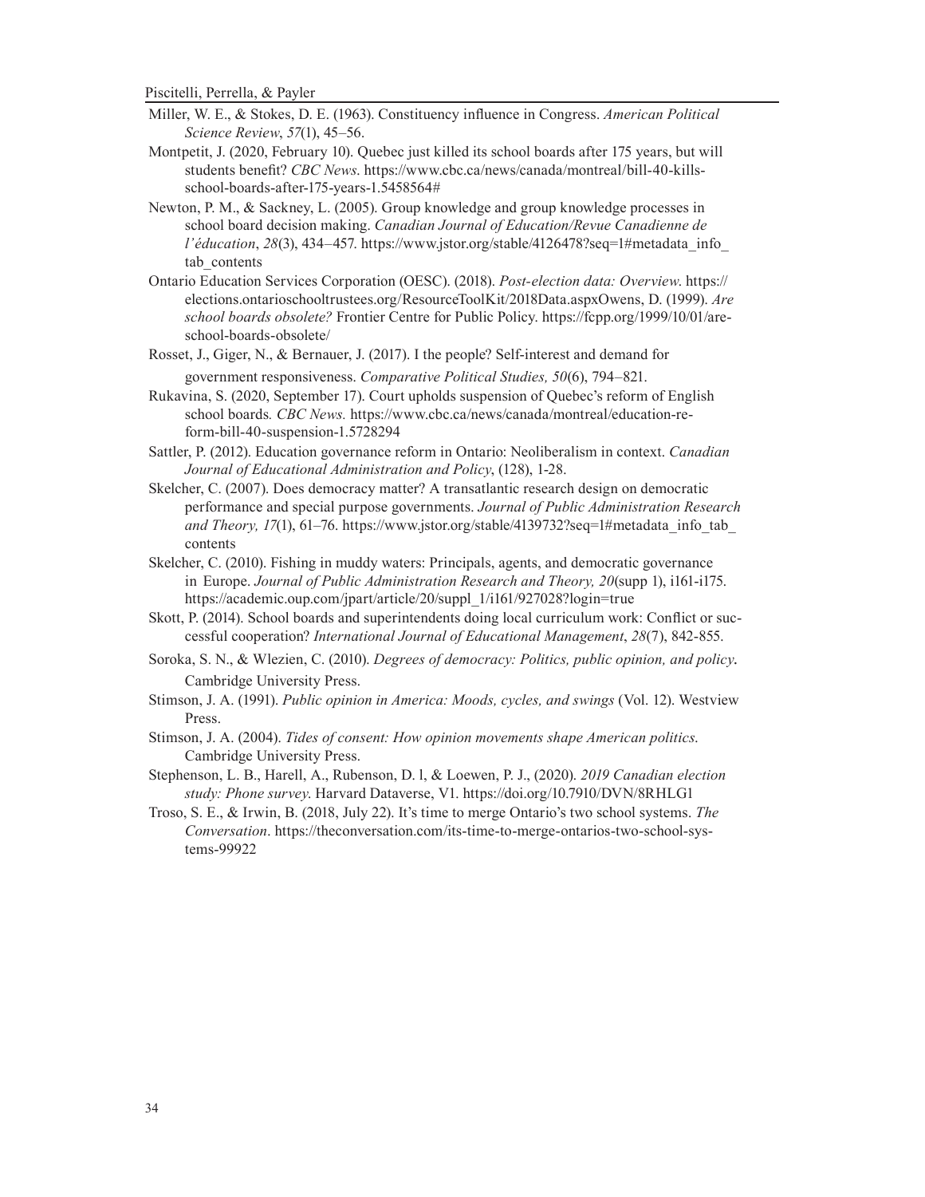Miller, W. E., & Stokes, D. E. (1963). Constituency influence in Congress. *American Political Science Review*, *57*(1), 45–56.

Montpetit, J. (2020, February 10). Quebec just killed its school boards after 175 years, but will students benefit? *CBC News*. https://www.cbc.ca/news/canada/montreal/bill-40-kills-school-boards-after-175-years-1.5458564#

Newton, P. M., & Sackney, L. (2005). Group knowledge and group knowledge processes in school board decision making. *Canadian Journal of Education/Revue Canadienne de l'éducation*, *28*(3), 434–457. https://www.jstor.org/stable/4126478?seq=1#metadata_info_tab_contents

Ontario Education Services Corporation (OESC). (2018). *Post-election data: Overview*. https://elections.ontarioschooltrustees.org/ResourceToolKit/2018Data.aspxOwens, D. (1999). *Are school boards obsolete?* Frontier Centre for Public Policy. https://fcpp.org/1999/10/01/are-school-boards-obsolete/

Rosset, J., Giger, N., & Bernauer, J. (2017). I the people? Self-interest and demand for government responsiveness. *Comparative Political Studies, 50*(6), 794–821.

Rukavina, S. (2020, September 17). Court upholds suspension of Quebec's reform of English school boards. *CBC News.* https://www.cbc.ca/news/canada/montreal/education-reform-bill-40-suspension-1.5728294

Sattler, P. (2012). Education governance reform in Ontario: Neoliberalism in context. *Canadian Journal of Educational Administration and Policy*, (128), 1-28.

Skelcher, C. (2007). Does democracy matter? A transatlantic research design on democratic performance and special purpose governments. *Journal of Public Administration Research and Theory, 17*(1), 61–76. https://www.jstor.org/stable/4139732?seq=1#metadata_info_tab_contents

Skelcher, C. (2010). Fishing in muddy waters: Principals, agents, and democratic governance in Europe. *Journal of Public Administration Research and Theory, 20*(supp 1), i161-i175. https://academic.oup.com/jpart/article/20/suppl_1/i161/927028?login=true

Skott, P. (2014). School boards and superintendents doing local curriculum work: Conflict or successful cooperation? *International Journal of Educational Management*, *28*(7), 842-855.

Soroka, S. N., & Wlezien, C. (2010). *Degrees of democracy: Politics, public opinion, and policy*. Cambridge University Press.

Stimson, J. A. (1991). *Public opinion in America: Moods, cycles, and swings* (Vol. 12). Westview Press.

Stimson, J. A. (2004). *Tides of consent: How opinion movements shape American politics*. Cambridge University Press.

Stephenson, L. B., Harell, A., Rubenson, D. l, & Loewen, P. J., (2020). *2019 Canadian election study: Phone survey*. Harvard Dataverse, V1. https://doi.org/10.7910/DVN/8RHLG1

Troso, S. E., & Irwin, B. (2018, July 22). It's time to merge Ontario's two school systems. *The Conversation*. https://theconversation.com/its-time-to-merge-ontarios-two-school-systems-99922